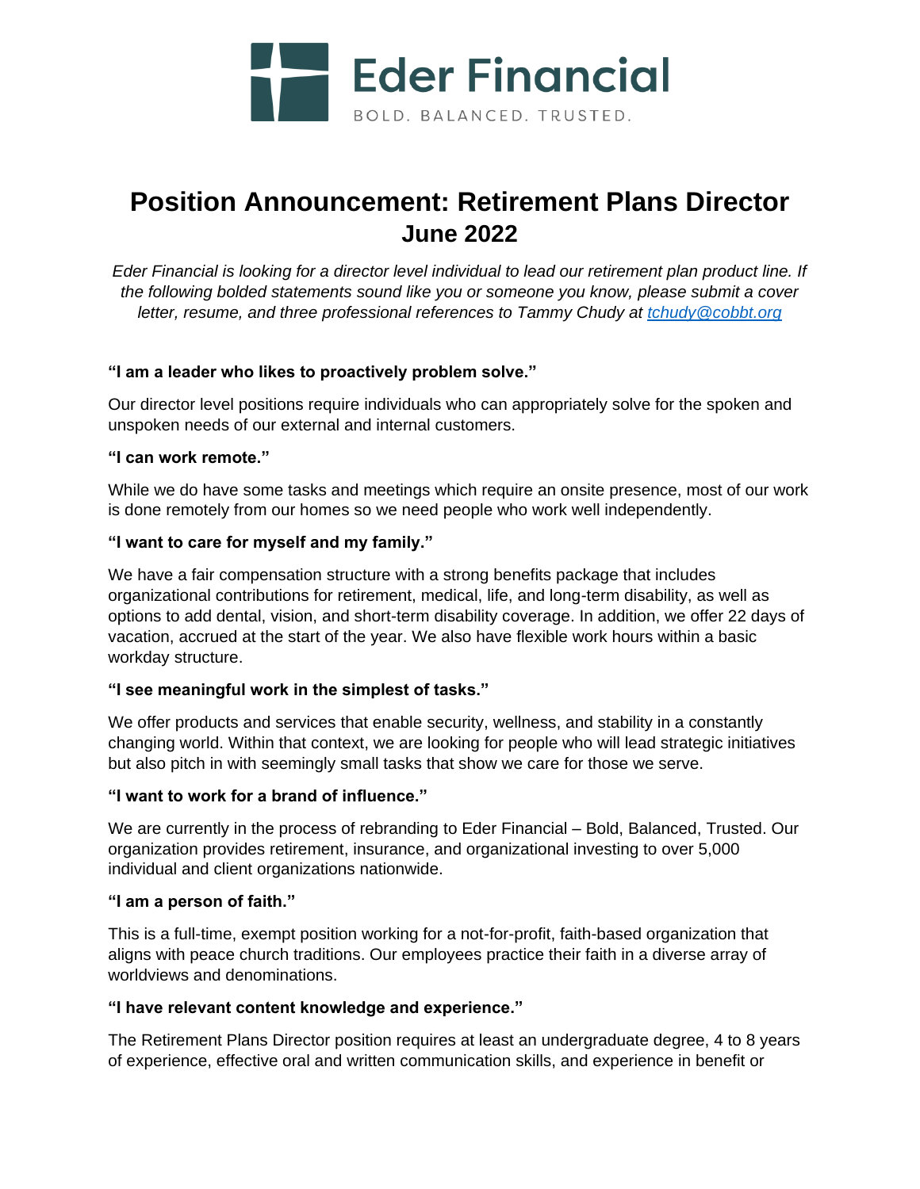Eder Financial

BOLD. BALANCED. TRUSTED.

# Position Announcement: Retirement Plans Director
## June 2022

*Eder Financial is looking for a director level individual to lead our retirement plan product line. If the following bolded statements sound like you or someone you know, please submit a cover letter, resume, and three professional references to Tammy Chudy at [tchudy@cobbt.org](mailto:tchudy@cobbt.org)*

**"I am a leader who likes to proactively problem solve."**

Our director level positions require individuals who can appropriately solve for the spoken and unspoken needs of our external and internal customers.

**"I can work remote."**

While we do have some tasks and meetings which require an onsite presence, most of our work is done remotely from our homes so we need people who work well independently.

**"I want to care for myself and my family."**

We have a fair compensation structure with a strong benefits package that includes organizational contributions for retirement, medical, life, and long-term disability, as well as options to add dental, vision, and short-term disability coverage. In addition, we offer 22 days of vacation, accrued at the start of the year. We also have flexible work hours within a basic workday structure.

**"I see meaningful work in the simplest of tasks."**

We offer products and services that enable security, wellness, and stability in a constantly changing world. Within that context, we are looking for people who will lead strategic initiatives but also pitch in with seemingly small tasks that show we care for those we serve.

**"I want to work for a brand of influence."**

We are currently in the process of rebranding to Eder Financial – Bold, Balanced, Trusted. Our organization provides retirement, insurance, and organizational investing to over 5,000 individual and client organizations nationwide.

**"I am a person of faith."**

This is a full-time, exempt position working for a not-for-profit, faith-based organization that aligns with peace church traditions. Our employees practice their faith in a diverse array of worldviews and denominations.

**"I have relevant content knowledge and experience."**

The Retirement Plans Director position requires at least an undergraduate degree, 4 to 8 years of experience, effective oral and written communication skills, and experience in benefit or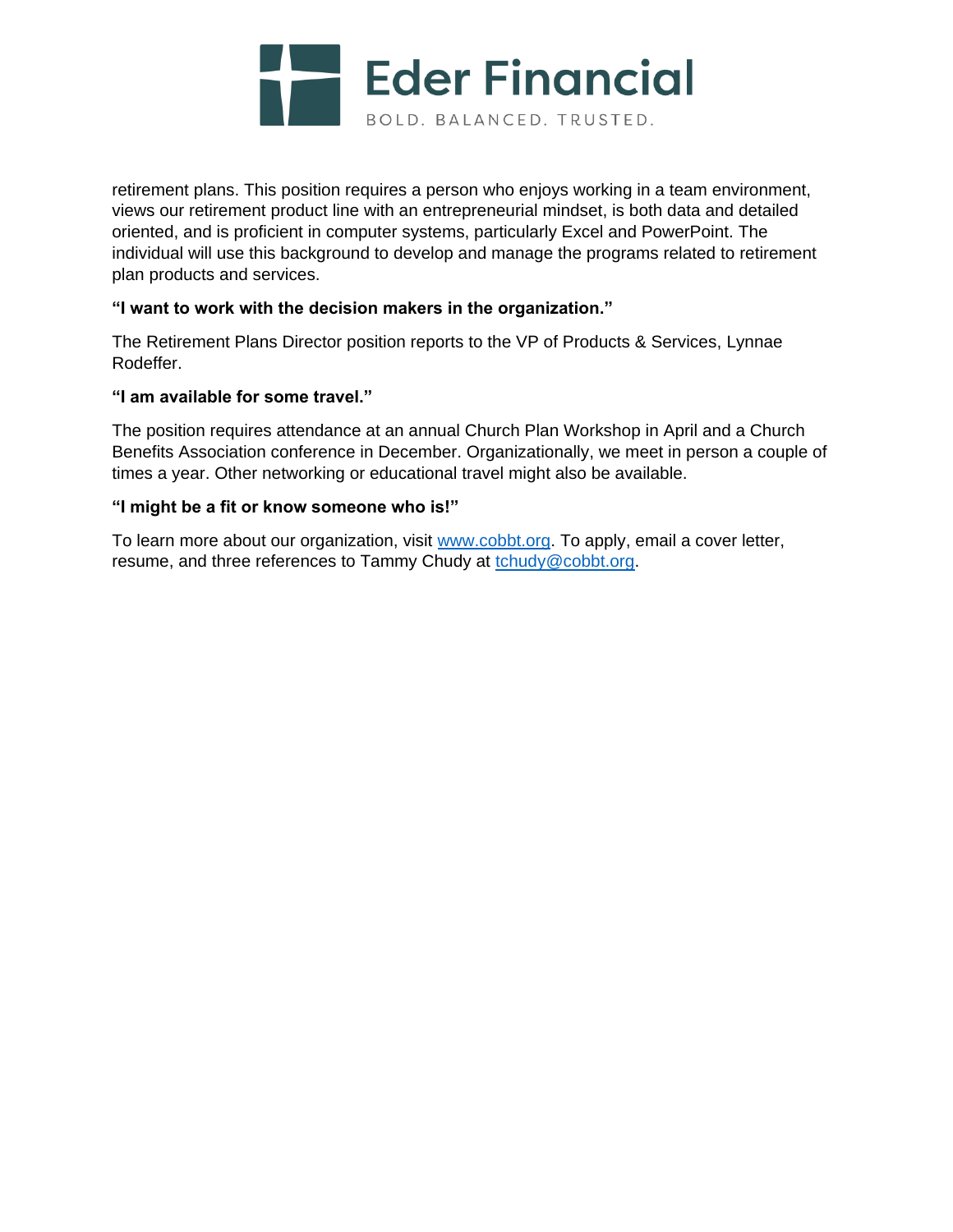retirement plans. This position requires a person who enjoys working in a team environment, views our retirement product line with an entrepreneurial mindset, is both data and detailed oriented, and is proficient in computer systems, particularly Excel and PowerPoint. The individual will use this background to develop and manage the programs related to retirement plan products and services.

**"I want to work with the decision makers in the organization."**

The Retirement Plans Director position reports to the VP of Products & Services, Lynnae Rodeffer.

**"I am available for some travel."**

The position requires attendance at an annual Church Plan Workshop in April and a Church Benefits Association conference in December. Organizationally, we meet in person a couple of times a year. Other networking or educational travel might also be available.

**"I might be a fit or know someone who is!"**

To learn more about our organization, visit [www.cobbt.org](http://www.cobbt.org). To apply, email a cover letter, resume, and three references to Tammy Chudy at [tchudy@cobbt.org](mailto:tchudy@cobbt.org).